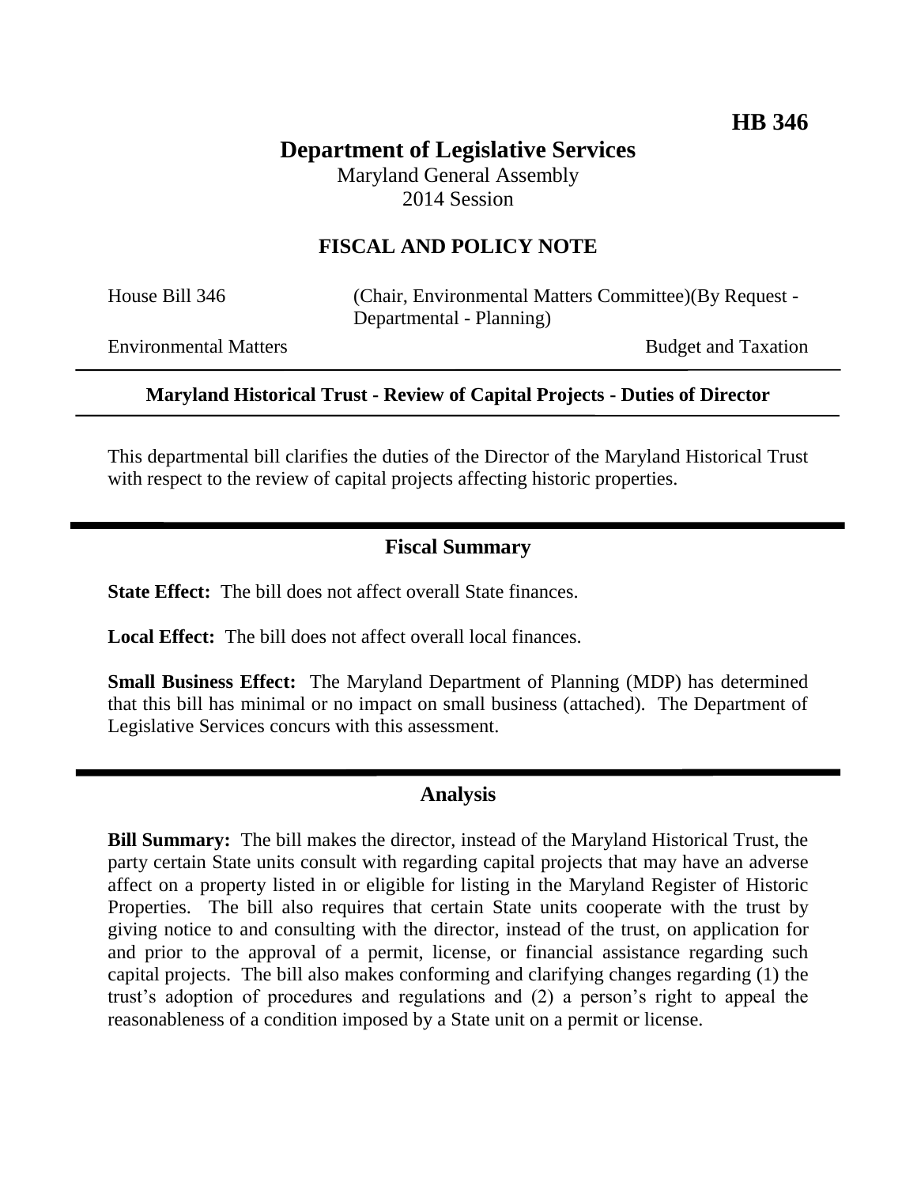**HB 346**

# Department of Legislative Services

Maryland General Assembly
2014 Session

## FISCAL AND POLICY NOTE

House Bill 346 (Chair, Environmental Matters Committee)(By Request - Departmental - Planning)

Environmental Matters Budget and Taxation

---

**Maryland Historical Trust - Review of Capital Projects - Duties of Director**

---

This departmental bill clarifies the duties of the Director of the Maryland Historical Trust with respect to the review of capital projects affecting historic properties.

## Fiscal Summary

**State Effect:** The bill does not affect overall State finances.

**Local Effect:** The bill does not affect overall local finances.

**Small Business Effect:** The Maryland Department of Planning (MDP) has determined that this bill has minimal or no impact on small business (attached). The Department of Legislative Services concurs with this assessment.

## Analysis

**Bill Summary:** The bill makes the director, instead of the Maryland Historical Trust, the party certain State units consult with regarding capital projects that may have an adverse affect on a property listed in or eligible for listing in the Maryland Register of Historic Properties. The bill also requires that certain State units cooperate with the trust by giving notice to and consulting with the director, instead of the trust, on application for and prior to the approval of a permit, license, or financial assistance regarding such capital projects. The bill also makes conforming and clarifying changes regarding (1) the trust's adoption of procedures and regulations and (2) a person's right to appeal the reasonableness of a condition imposed by a State unit on a permit or license.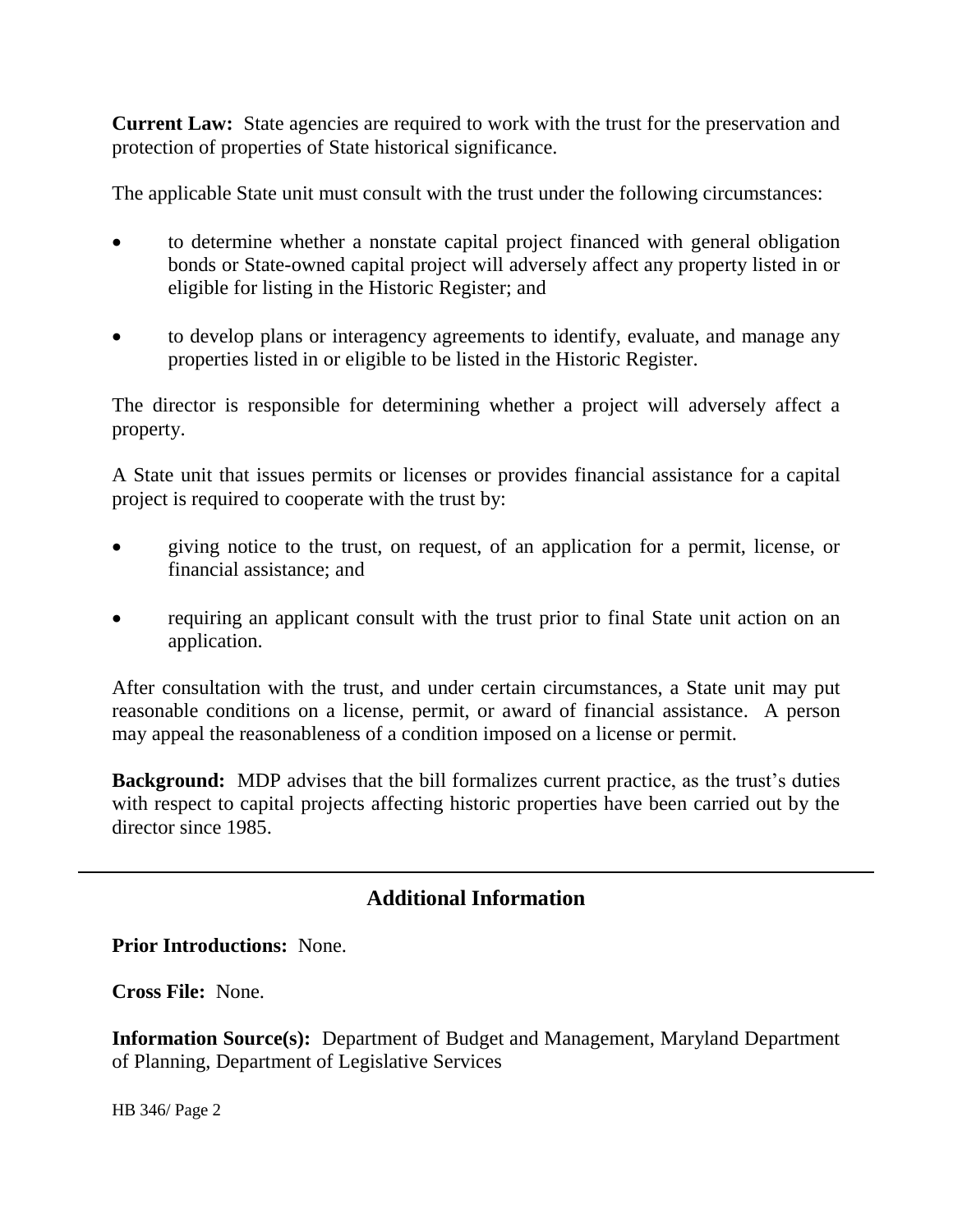**Current Law:** State agencies are required to work with the trust for the preservation and protection of properties of State historical significance.

The applicable State unit must consult with the trust under the following circumstances:

- to determine whether a nonstate capital project financed with general obligation bonds or State-owned capital project will adversely affect any property listed in or eligible for listing in the Historic Register; and
- to develop plans or interagency agreements to identify, evaluate, and manage any properties listed in or eligible to be listed in the Historic Register.

The director is responsible for determining whether a project will adversely affect a property.

A State unit that issues permits or licenses or provides financial assistance for a capital project is required to cooperate with the trust by:

- giving notice to the trust, on request, of an application for a permit, license, or financial assistance; and
- requiring an applicant consult with the trust prior to final State unit action on an application.

After consultation with the trust, and under certain circumstances, a State unit may put reasonable conditions on a license, permit, or award of financial assistance. A person may appeal the reasonableness of a condition imposed on a license or permit.

**Background:** MDP advises that the bill formalizes current practice, as the trust's duties with respect to capital projects affecting historic properties have been carried out by the director since 1985.

---

## Additional Information

**Prior Introductions:** None.

**Cross File:** None.

**Information Source(s):** Department of Budget and Management, Maryland Department of Planning, Department of Legislative Services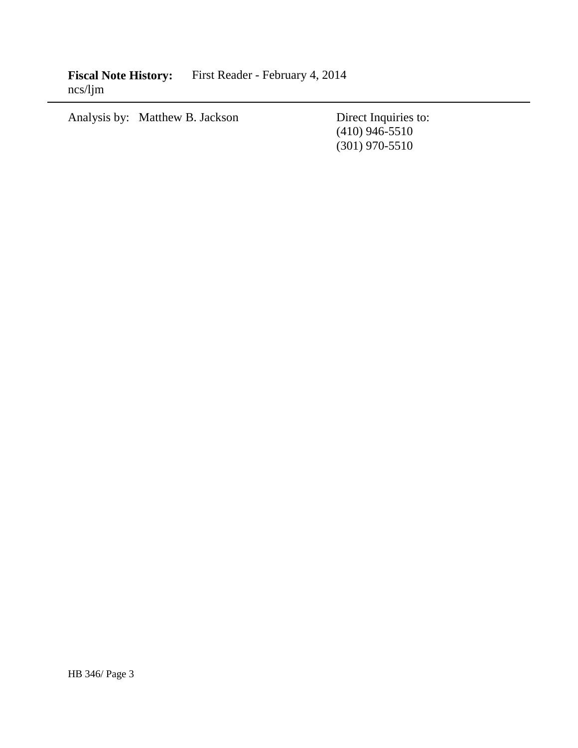**Fiscal Note History:** First Reader - February 4, 2014
ncs/ljm

---

Analysis by: Matthew B. Jackson

Direct Inquiries to:
(410) 946-5510
(301) 970-5510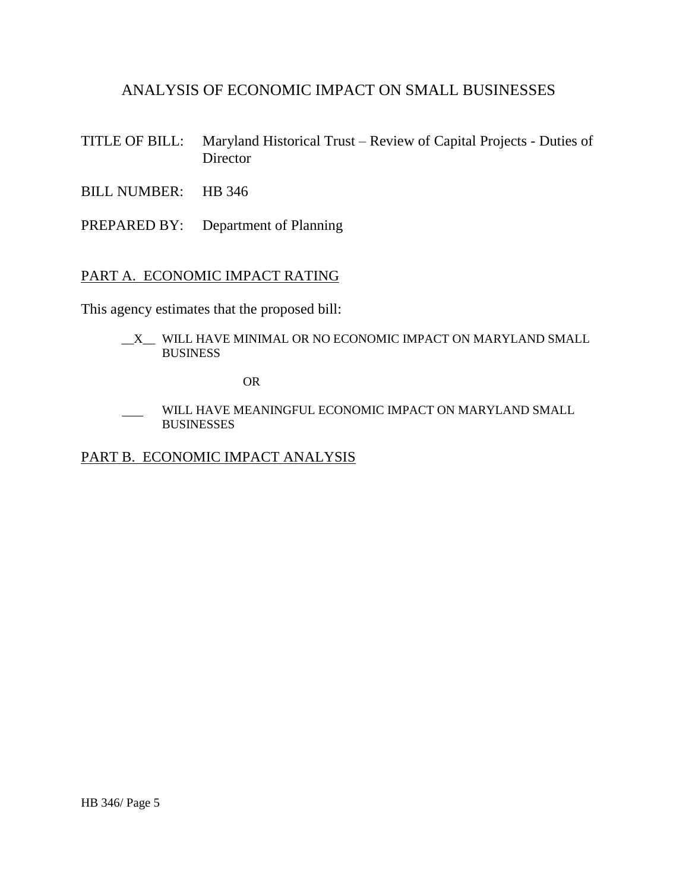# ANALYSIS OF ECONOMIC IMPACT ON SMALL BUSINESSES

TITLE OF BILL: Maryland Historical Trust – Review of Capital Projects - Duties of Director

BILL NUMBER: HB 346

PREPARED BY: Department of Planning

## PART A. ECONOMIC IMPACT RATING

This agency estimates that the proposed bill:

__X__ WILL HAVE MINIMAL OR NO ECONOMIC IMPACT ON MARYLAND SMALL BUSINESS

OR

___ WILL HAVE MEANINGFUL ECONOMIC IMPACT ON MARYLAND SMALL BUSINESSES

## PART B. ECONOMIC IMPACT ANALYSIS